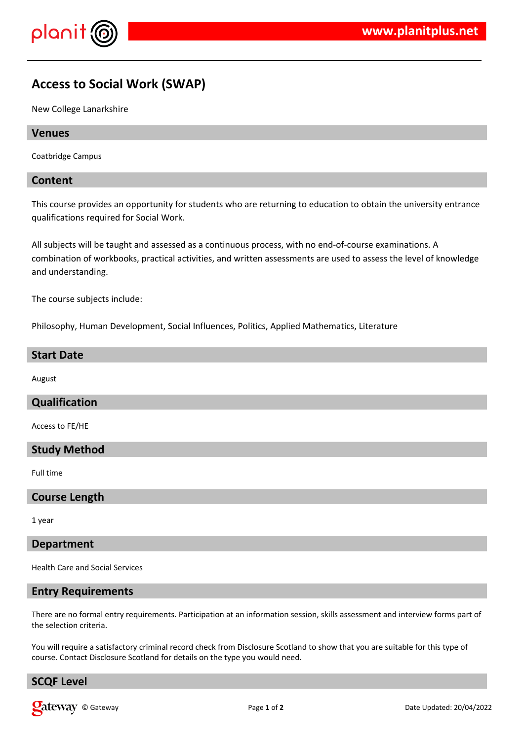# Access to Social Work (SWAP)

New College Lanarkshire

## Venues

Coatbridge Campus

## Content

This course provides an opportunity for students who are returning to education to obtain the university entrance qualifications required for Social Work.

All subjects will be taught and assessed as a continuous process, with no end-of-course examinations. A combination of workbooks, practical activities, and written assessments are used to assess the level of knowledge and understanding.

The course subjects include:

Philosophy, Human Development, Social Influences, Politics, Applied Mathematics, Literature

## Start Date

August

## Qualification

Access to FE/HE

## Study Method

Full time

## Course Length

1 year

## Department

Health Care and Social Services

## Entry Requirements

There are no formal entry requirements. Participation at an information session, skills assessment and interview forms part of the selection criteria.

You will require a satisfactory criminal record check from Disclosure Scotland to show that you are suitable for this type of course. Contact Disclosure Scotland for details on the type you would need.

## SCQF Level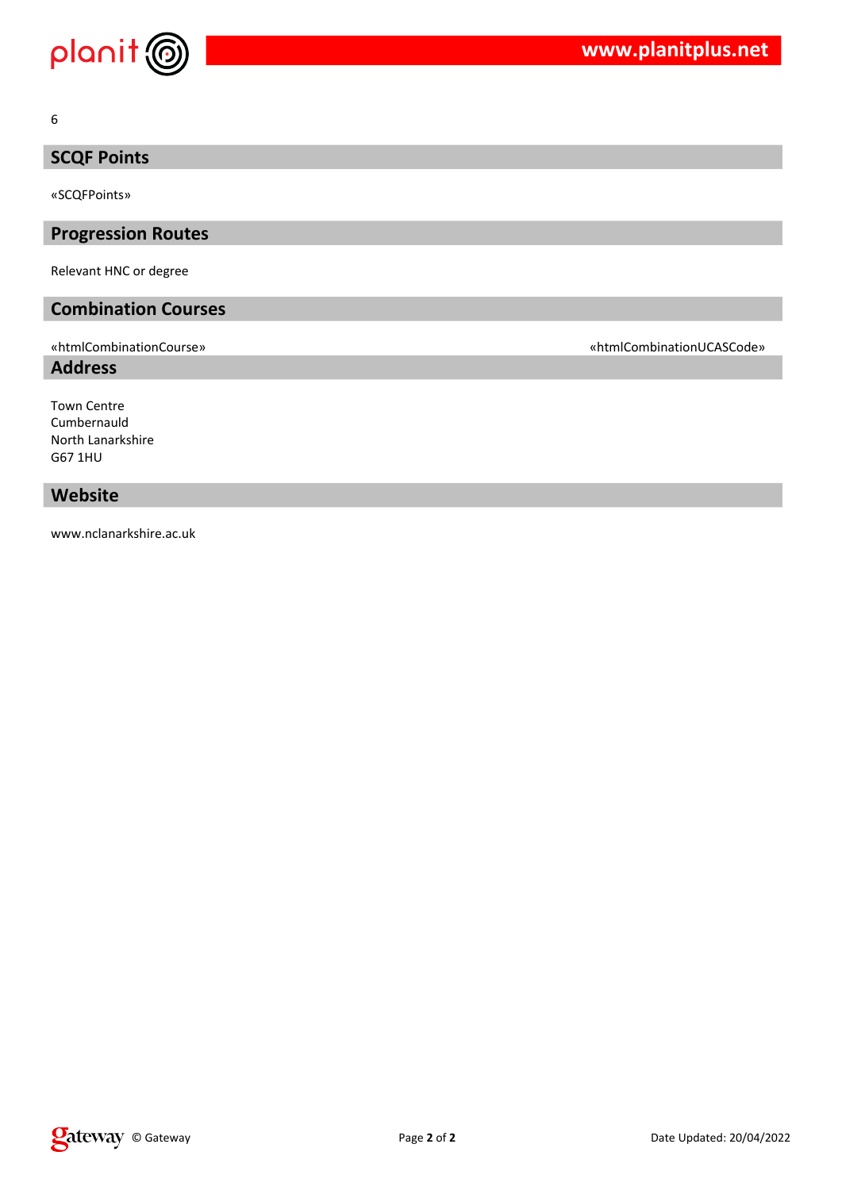6

## SCQF Points

«SCQFPoints»

## Progression Routes

Relevant HNC or degree

## Combination Courses

«htmlCombinationCourse» «htmlCombinationUCASCode»

## Address

Town Centre
Cumbernauld
North Lanarkshire
G67 1HU

## Website

www.nclanarkshire.ac.uk